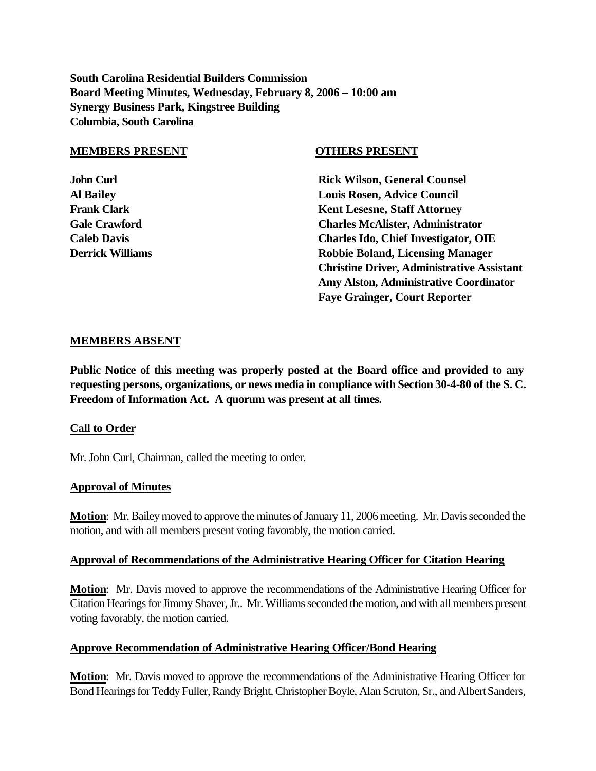**South Carolina Residential Builders Commission**
**Board Meeting Minutes, Wednesday, February 8, 2006 – 10:00 am**
**Synergy Business Park, Kingstree Building**
**Columbia, South Carolina**

| <u>**MEMBERS PRESENT**</u> | <u>**OTHERS PRESENT**</u> |
|---|---|
| **John Curl** | **Rick Wilson, General Counsel** |
| **Al Bailey** | **Louis Rosen, Advice Council** |
| **Frank Clark** | **Kent Lesesne, Staff Attorney** |
| **Gale Crawford** | **Charles McAlister, Administrator** |
| **Caleb Davis** | **Charles Ido, Chief Investigator, OIE** |
| **Derrick Williams** | **Robbie Boland, Licensing Manager** |
| | **Christine Driver, Administrative Assistant** |
| | **Amy Alston, Administrative Coordinator** |
| | **Faye Grainger, Court Reporter** |

<u>**MEMBERS ABSENT**</u>

**Public Notice of this meeting was properly posted at the Board office and provided to any requesting persons, organizations, or news media in compliance with Section 30-4-80 of the S. C. Freedom of Information Act. A quorum was present at all times.**

<u>**Call to Order**</u>

Mr. John Curl, Chairman, called the meeting to order.

<u>**Approval of Minutes**</u>

<u>**Motion**</u>: Mr. Bailey moved to approve the minutes of January 11, 2006 meeting. Mr. Davis seconded the motion, and with all members present voting favorably, the motion carried.

<u>**Approval of Recommendations of the Administrative Hearing Officer for Citation Hearing**</u>

<u>**Motion**</u>: Mr. Davis moved to approve the recommendations of the Administrative Hearing Officer for Citation Hearings for Jimmy Shaver, Jr.. Mr. Williams seconded the motion, and with all members present voting favorably, the motion carried.

<u>**Approve Recommendation of Administrative Hearing Officer/Bond Hearing**</u>

<u>**Motion**</u>: Mr. Davis moved to approve the recommendations of the Administrative Hearing Officer for Bond Hearings for Teddy Fuller, Randy Bright, Christopher Boyle, Alan Scruton, Sr., and Albert Sanders,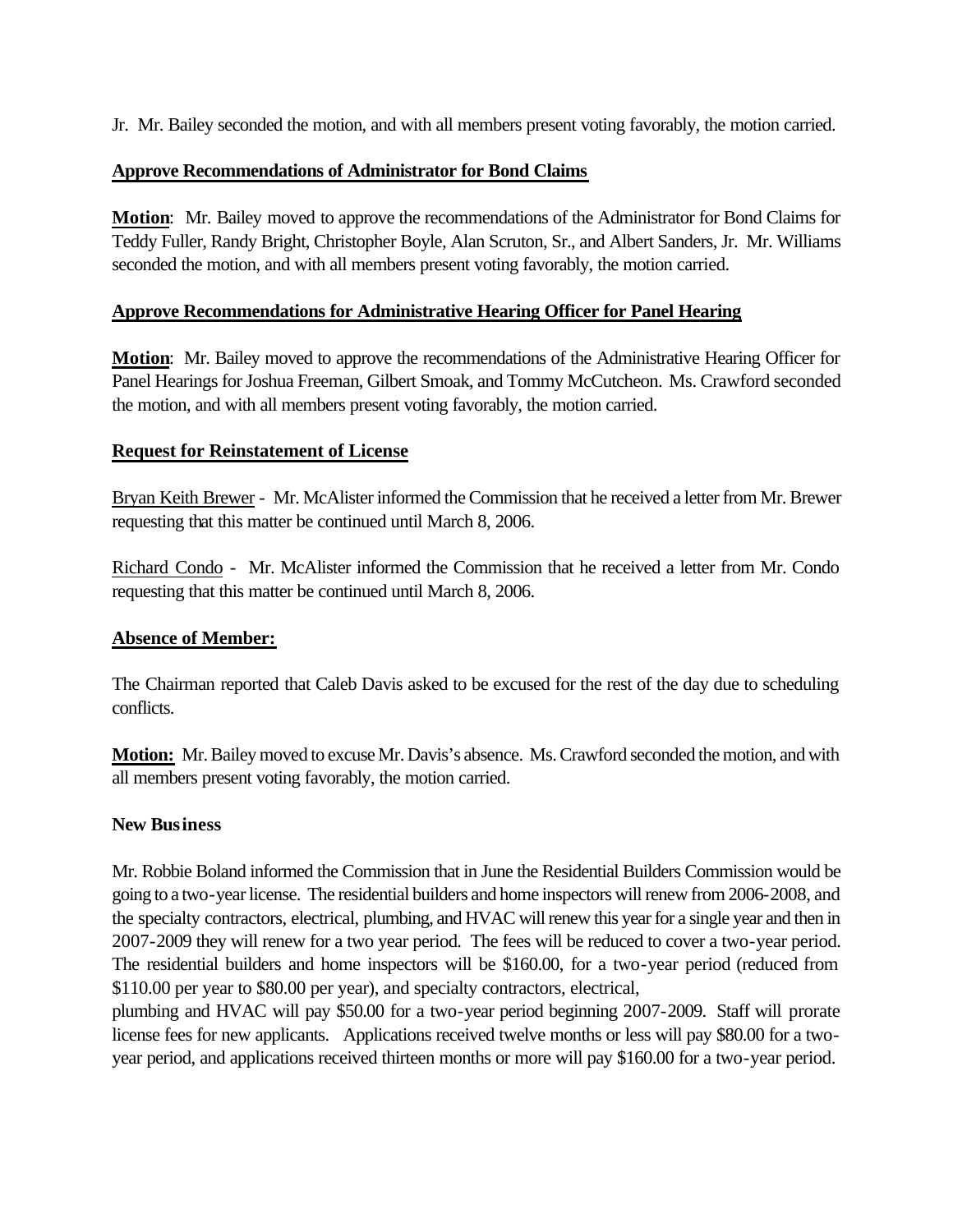Jr. Mr. Bailey seconded the motion, and with all members present voting favorably, the motion carried.

**Approve Recommendations of Administrator for Bond Claims**

**Motion**: Mr. Bailey moved to approve the recommendations of the Administrator for Bond Claims for Teddy Fuller, Randy Bright, Christopher Boyle, Alan Scruton, Sr., and Albert Sanders, Jr. Mr. Williams seconded the motion, and with all members present voting favorably, the motion carried.

**Approve Recommendations for Administrative Hearing Officer for Panel Hearing**

**Motion**: Mr. Bailey moved to approve the recommendations of the Administrative Hearing Officer for Panel Hearings for Joshua Freeman, Gilbert Smoak, and Tommy McCutcheon. Ms. Crawford seconded the motion, and with all members present voting favorably, the motion carried.

**Request for Reinstatement of License**

Bryan Keith Brewer - Mr. McAlister informed the Commission that he received a letter from Mr. Brewer requesting that this matter be continued until March 8, 2006.

Richard Condo - Mr. McAlister informed the Commission that he received a letter from Mr. Condo requesting that this matter be continued until March 8, 2006.

**Absence of Member:**

The Chairman reported that Caleb Davis asked to be excused for the rest of the day due to scheduling conflicts.

**Motion:** Mr. Bailey moved to excuse Mr. Davis's absence. Ms. Crawford seconded the motion, and with all members present voting favorably, the motion carried.

**New Business**

Mr. Robbie Boland informed the Commission that in June the Residential Builders Commission would be going to a two-year license. The residential builders and home inspectors will renew from 2006-2008, and the specialty contractors, electrical, plumbing, and HVAC will renew this year for a single year and then in 2007-2009 they will renew for a two year period. The fees will be reduced to cover a two-year period. The residential builders and home inspectors will be $160.00, for a two-year period (reduced from $110.00 per year to $80.00 per year), and specialty contractors, electrical, plumbing and HVAC will pay $50.00 for a two-year period beginning 2007-2009. Staff will prorate license fees for new applicants. Applications received twelve months or less will pay $80.00 for a two-year period, and applications received thirteen months or more will pay $160.00 for a two-year period.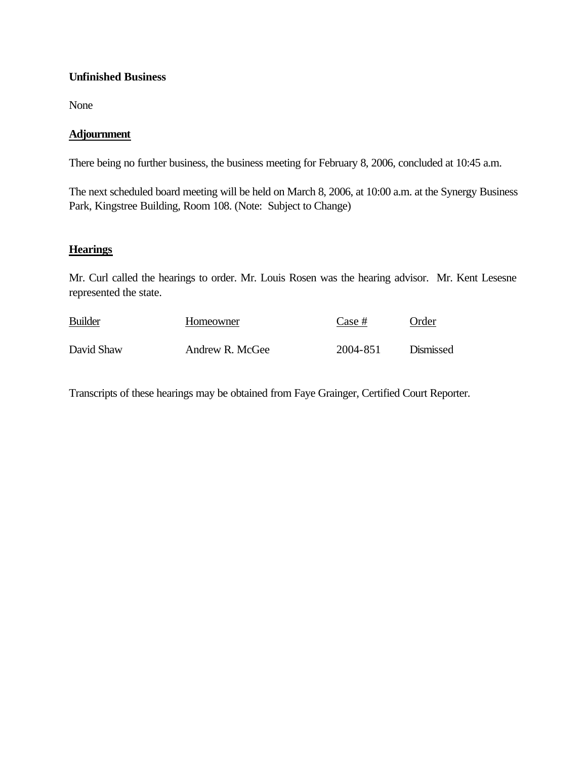**Unfinished Business**

None

**Adjournment**

There being no further business, the business meeting for February 8, 2006, concluded at 10:45 a.m.

The next scheduled board meeting will be held on March 8, 2006, at 10:00 a.m. at the Synergy Business Park, Kingstree Building, Room 108. (Note: Subject to Change)

**Hearings**

Mr. Curl called the hearings to order. Mr. Louis Rosen was the hearing advisor. Mr. Kent Lesesne represented the state.

| Builder | Homeowner | Case # | Order |
|---|---|---|---|
| David Shaw | Andrew R. McGee | 2004-851 | Dismissed |

Transcripts of these hearings may be obtained from Faye Grainger, Certified Court Reporter.